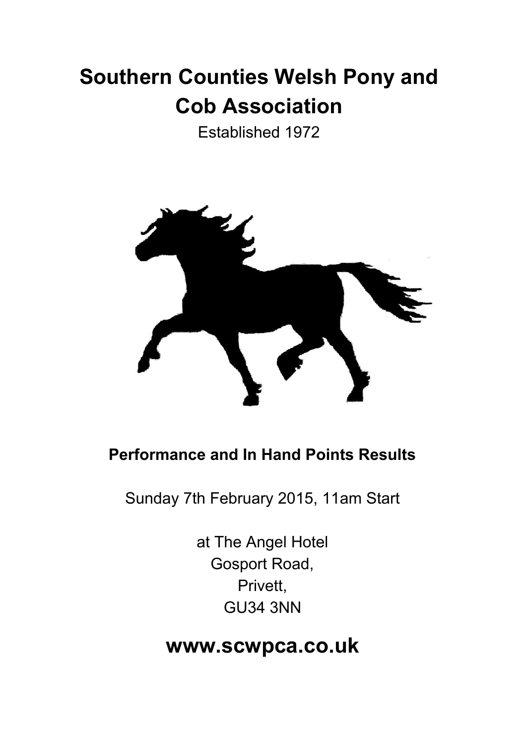# Southern Counties Welsh Pony and Cob Association

Established 1972

**Performance and In Hand Points Results**

Sunday 7th February 2015, 11am Start

at The Angel Hotel
Gosport Road,
Privett,
GU34 3NN

## www.scwpca.co.uk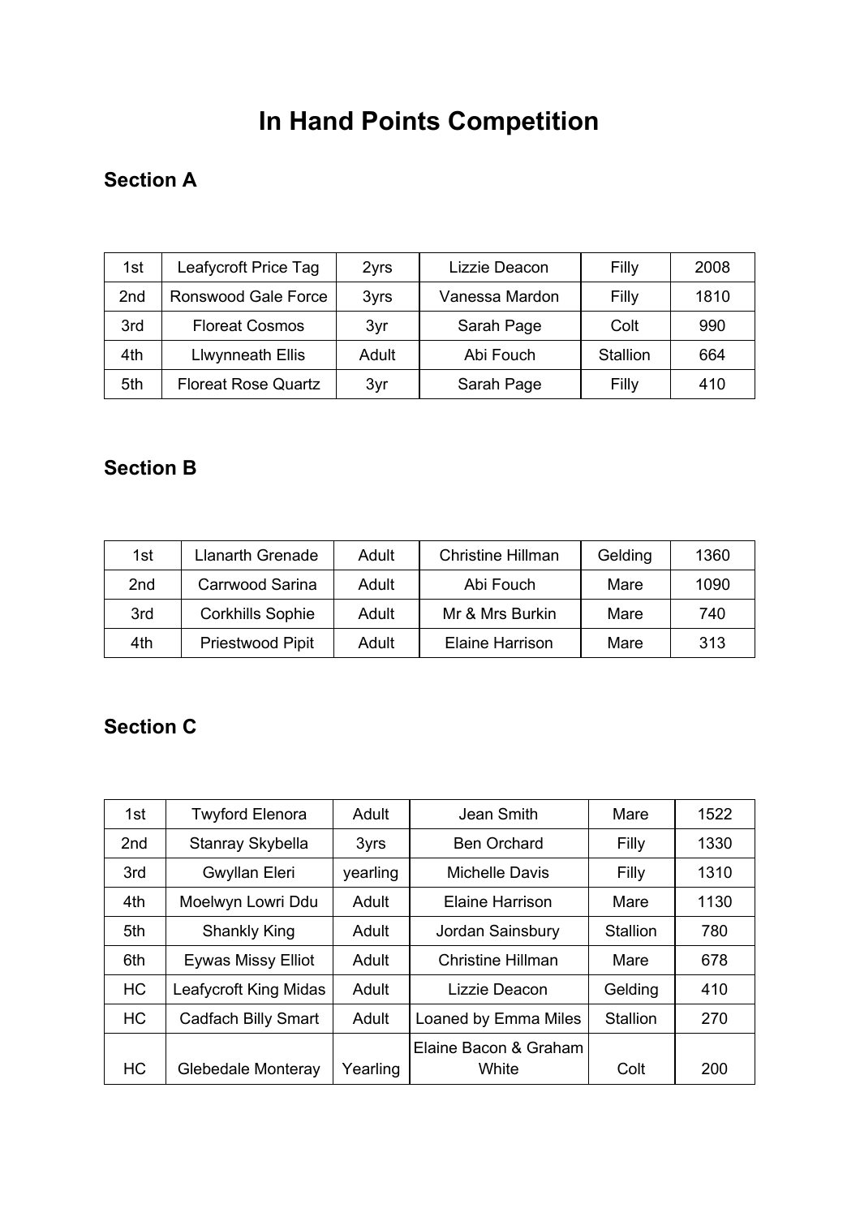# In Hand Points Competition

## Section A

| | | | | | |
|---|---|---|---|---|---|
| 1st | Leafycroft Price Tag | 2yrs | Lizzie Deacon | Filly | 2008 |
| 2nd | Ronswood Gale Force | 3yrs | Vanessa Mardon | Filly | 1810 |
| 3rd | Floreat Cosmos | 3yr | Sarah Page | Colt | 990 |
| 4th | Llwynneath Ellis | Adult | Abi Fouch | Stallion | 664 |
| 5th | Floreat Rose Quartz | 3yr | Sarah Page | Filly | 410 |

## Section B

| | | | | | |
|---|---|---|---|---|---|
| 1st | Llanarth Grenade | Adult | Christine Hillman | Gelding | 1360 |
| 2nd | Carrwood Sarina | Adult | Abi Fouch | Mare | 1090 |
| 3rd | Corkhills Sophie | Adult | Mr & Mrs Burkin | Mare | 740 |
| 4th | Priestwood Pipit | Adult | Elaine Harrison | Mare | 313 |

## Section C

| | | | | | |
|---|---|---|---|---|---|
| 1st | Twyford Elenora | Adult | Jean Smith | Mare | 1522 |
| 2nd | Stanray Skybella | 3yrs | Ben Orchard | Filly | 1330 |
| 3rd | Gwyllan Eleri | yearling | Michelle Davis | Filly | 1310 |
| 4th | Moelwyn Lowri Ddu | Adult | Elaine Harrison | Mare | 1130 |
| 5th | Shankly King | Adult | Jordan Sainsbury | Stallion | 780 |
| 6th | Eywas Missy Elliot | Adult | Christine Hillman | Mare | 678 |
| HC | Leafycroft King Midas | Adult | Lizzie Deacon | Gelding | 410 |
| HC | Cadfach Billy Smart | Adult | Loaned by Emma Miles | Stallion | 270 |
| HC | Glebedale Monteray | Yearling | Elaine Bacon & Graham White | Colt | 200 |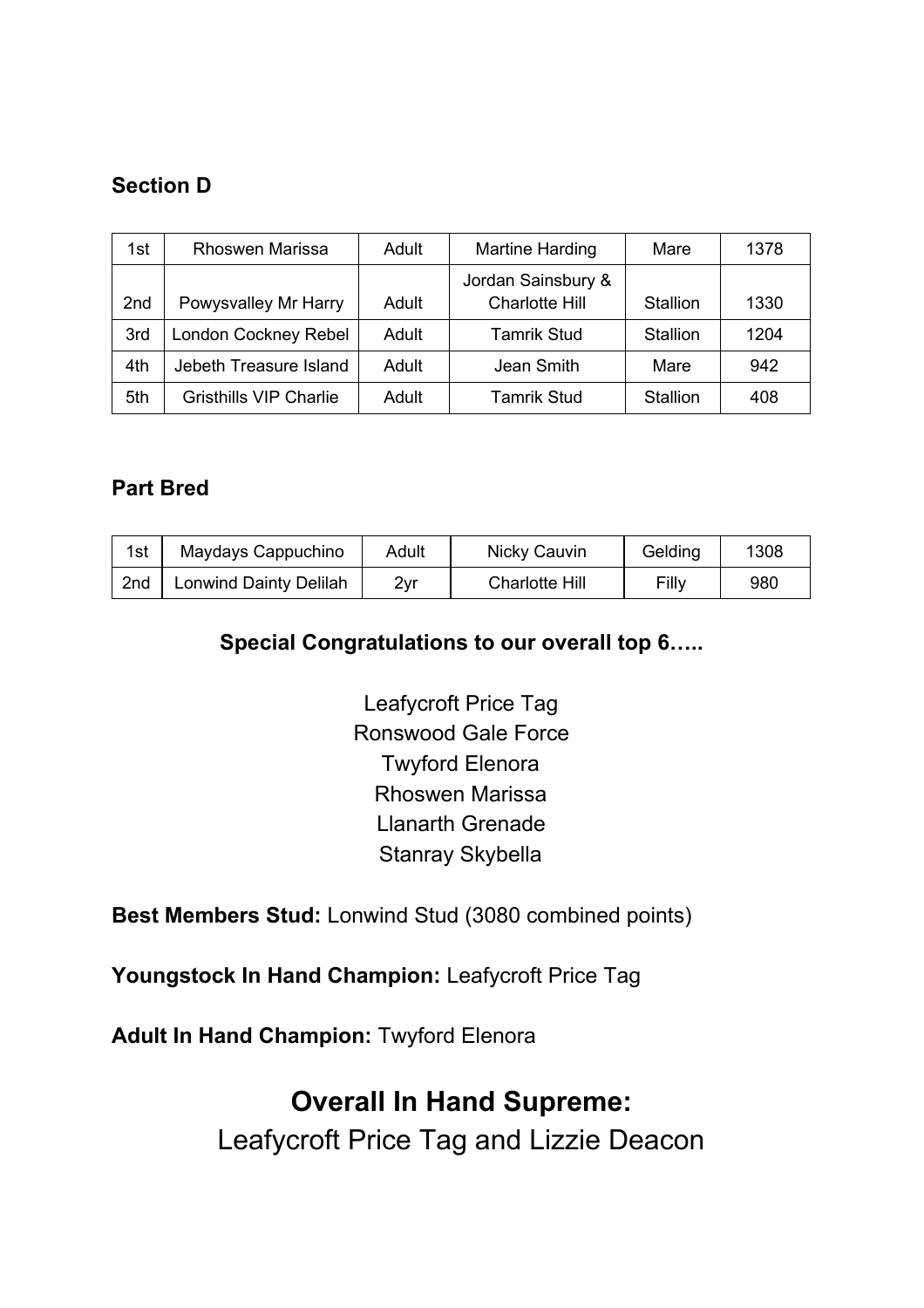## Section D

| | | | | | |
|---|---|---|---|---|---|
| 1st | Rhoswen Marissa | Adult | Martine Harding | Mare | 1378 |
| 2nd | Powysvalley Mr Harry | Adult | Jordan Sainsbury & Charlotte Hill | Stallion | 1330 |
| 3rd | London Cockney Rebel | Adult | Tamrik Stud | Stallion | 1204 |
| 4th | Jebeth Treasure Island | Adult | Jean Smith | Mare | 942 |
| 5th | Gristhills VIP Charlie | Adult | Tamrik Stud | Stallion | 408 |

## Part Bred

| | | | | | |
|---|---|---|---|---|---|
| 1st | Maydays Cappuchino | Adult | Nicky Cauvin | Gelding | 1308 |
| 2nd | Lonwind Dainty Delilah | 2yr | Charlotte Hill | Filly | 980 |

**Special Congratulations to our overall top 6…..**

Leafycroft Price Tag
Ronswood Gale Force
Twyford Elenora
Rhoswen Marissa
Llanarth Grenade
Stanray Skybella

**Best Members Stud:** Lonwind Stud (3080 combined points)

**Youngstock In Hand Champion:** Leafycroft Price Tag

**Adult In Hand Champion:** Twyford Elenora

## Overall In Hand Supreme:

Leafycroft Price Tag and Lizzie Deacon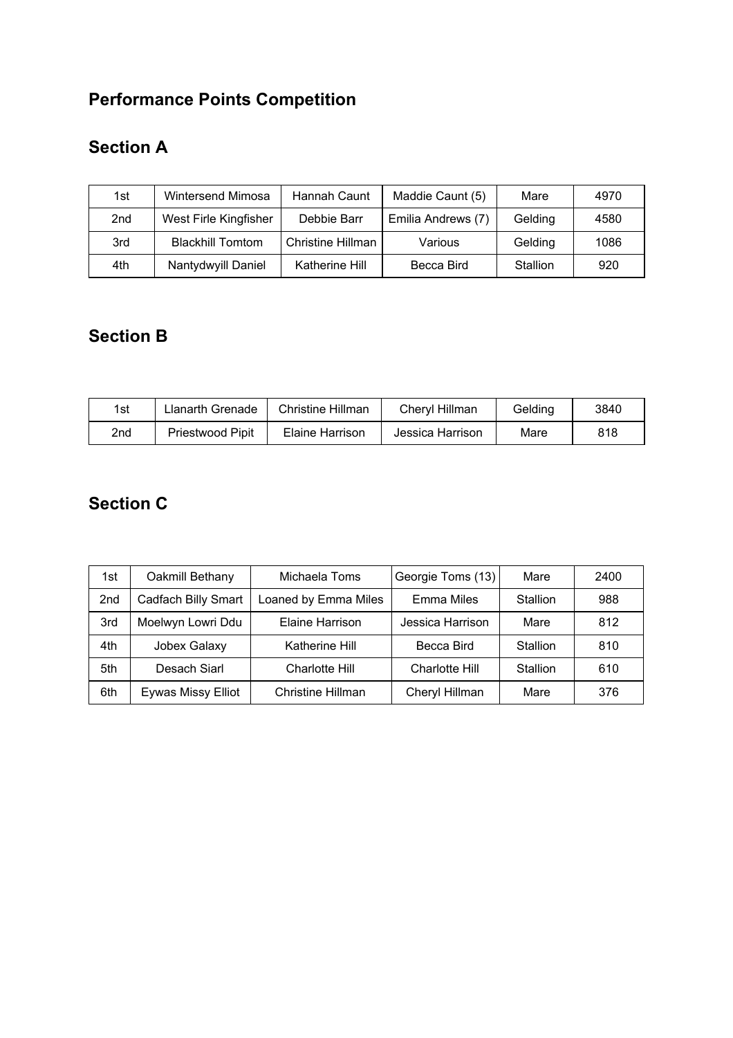## Performance Points Competition

## Section A

| | | | | | |
|---|---|---|---|---|---|
| 1st | Wintersend Mimosa | Hannah Caunt | Maddie Caunt (5) | Mare | 4970 |
| 2nd | West Firle Kingfisher | Debbie Barr | Emilia Andrews (7) | Gelding | 4580 |
| 3rd | Blackhill Tomtom | Christine Hillman | Various | Gelding | 1086 |
| 4th | Nantydwyill Daniel | Katherine Hill | Becca Bird | Stallion | 920 |

## Section B

| | | | | | |
|---|---|---|---|---|---|
| 1st | Llanarth Grenade | Christine Hillman | Cheryl Hillman | Gelding | 3840 |
| 2nd | Priestwood Pipit | Elaine Harrison | Jessica Harrison | Mare | 818 |

## Section C

| | | | | | |
|---|---|---|---|---|---|
| 1st | Oakmill Bethany | Michaela Toms | Georgie Toms (13) | Mare | 2400 |
| 2nd | Cadfach Billy Smart | Loaned by Emma Miles | Emma Miles | Stallion | 988 |
| 3rd | Moelwyn Lowri Ddu | Elaine Harrison | Jessica Harrison | Mare | 812 |
| 4th | Jobex Galaxy | Katherine Hill | Becca Bird | Stallion | 810 |
| 5th | Desach Siarl | Charlotte Hill | Charlotte Hill | Stallion | 610 |
| 6th | Eywas Missy Elliot | Christine Hillman | Cheryl Hillman | Mare | 376 |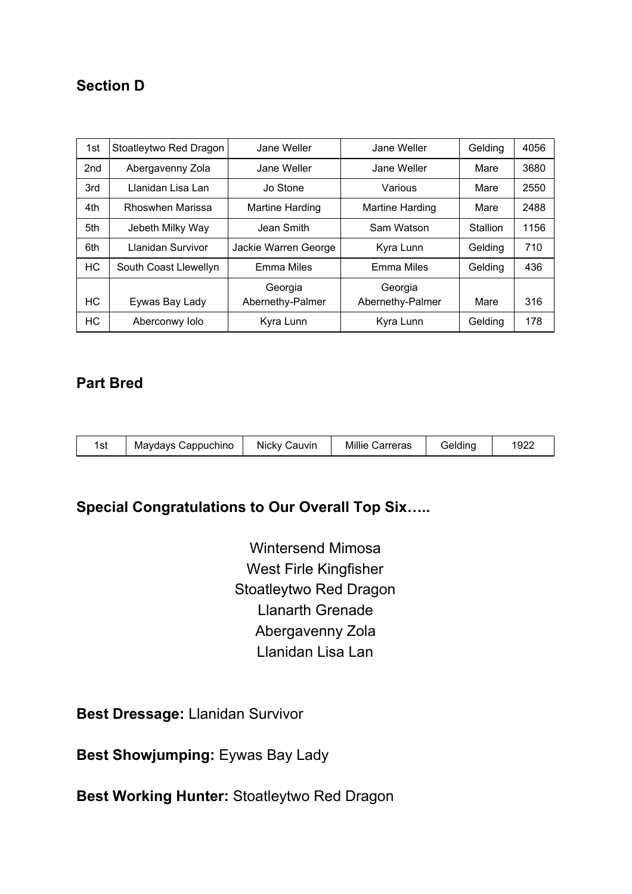## Section D

| | | | | | |
|---|---|---|---|---|---|
| 1st | Stoatleytwo Red Dragon | Jane Weller | Jane Weller | Gelding | 4056 |
| 2nd | Abergavenny Zola | Jane Weller | Jane Weller | Mare | 3680 |
| 3rd | Llanidan Lisa Lan | Jo Stone | Various | Mare | 2550 |
| 4th | Rhoswhen Marissa | Martine Harding | Martine Harding | Mare | 2488 |
| 5th | Jebeth Milky Way | Jean Smith | Sam Watson | Stallion | 1156 |
| 6th | Llanidan Survivor | Jackie Warren George | Kyra Lunn | Gelding | 710 |
| HC | South Coast Llewellyn | Emma Miles | Emma Miles | Gelding | 436 |
| HC | Eywas Bay Lady | Georgia Abernethy-Palmer | Georgia Abernethy-Palmer | Mare | 316 |
| HC | Aberconwy Iolo | Kyra Lunn | Kyra Lunn | Gelding | 178 |

## Part Bred

| | | | | | |
|---|---|---|---|---|---|
| 1st | Maydays Cappuchino | Nicky Cauvin | Millie Carreras | Gelding | 1922 |

## Special Congratulations to Our Overall Top Six…..

Wintersend Mimosa
West Firle Kingfisher
Stoatleytwo Red Dragon
Llanarth Grenade
Abergavenny Zola
Llanidan Lisa Lan

**Best Dressage:** Llanidan Survivor

**Best Showjumping:** Eywas Bay Lady

**Best Working Hunter:** Stoatleytwo Red Dragon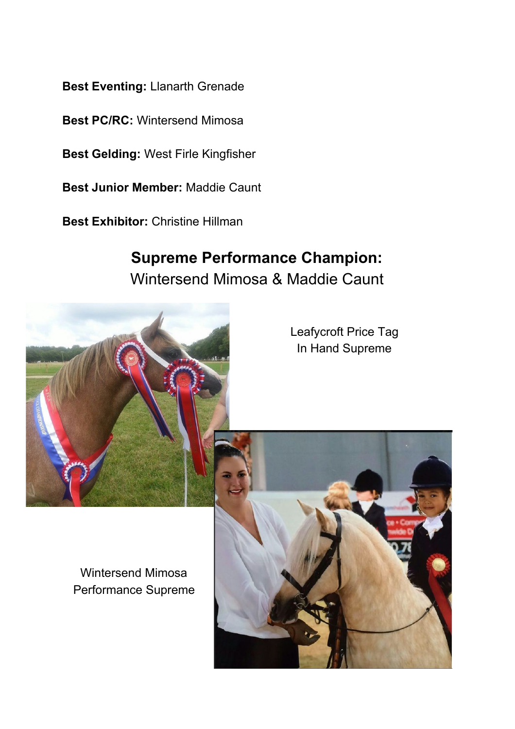**Best Eventing:** Llanarth Grenade

**Best PC/RC:** Wintersend Mimosa

**Best Gelding:** West Firle Kingfisher

**Best Junior Member:** Maddie Caunt

**Best Exhibitor:** Christine Hillman

## Supreme Performance Champion:

Wintersend Mimosa & Maddie Caunt

Leafycroft Price Tag
In Hand Supreme

Wintersend Mimosa
Performance Supreme